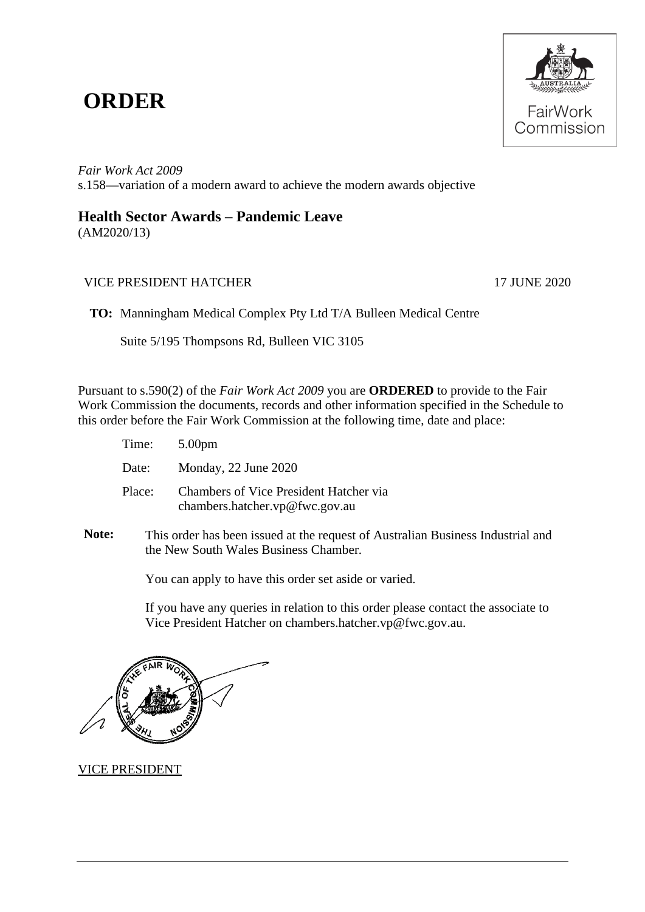# ORDER

*Fair Work Act 2009*
s.158—variation of a modern award to achieve the modern awards objective

## Health Sector Awards – Pandemic Leave

(AM2020/13)

VICE PRESIDENT HATCHER 17 JUNE 2020

**TO:** Manningham Medical Complex Pty Ltd T/A Bulleen Medical Centre

Suite 5/195 Thompsons Rd, Bulleen VIC 3105

Pursuant to s.590(2) of the *Fair Work Act 2009* you are **ORDERED** to provide to the Fair Work Commission the documents, records and other information specified in the Schedule to this order before the Fair Work Commission at the following time, date and place:

Time: 5.00pm

Date: Monday, 22 June 2020

Place: Chambers of Vice President Hatcher via chambers.hatcher.vp@fwc.gov.au

**Note:** This order has been issued at the request of Australian Business Industrial and the New South Wales Business Chamber.

You can apply to have this order set aside or varied.

If you have any queries in relation to this order please contact the associate to Vice President Hatcher on chambers.hatcher.vp@fwc.gov.au.

VICE PRESIDENT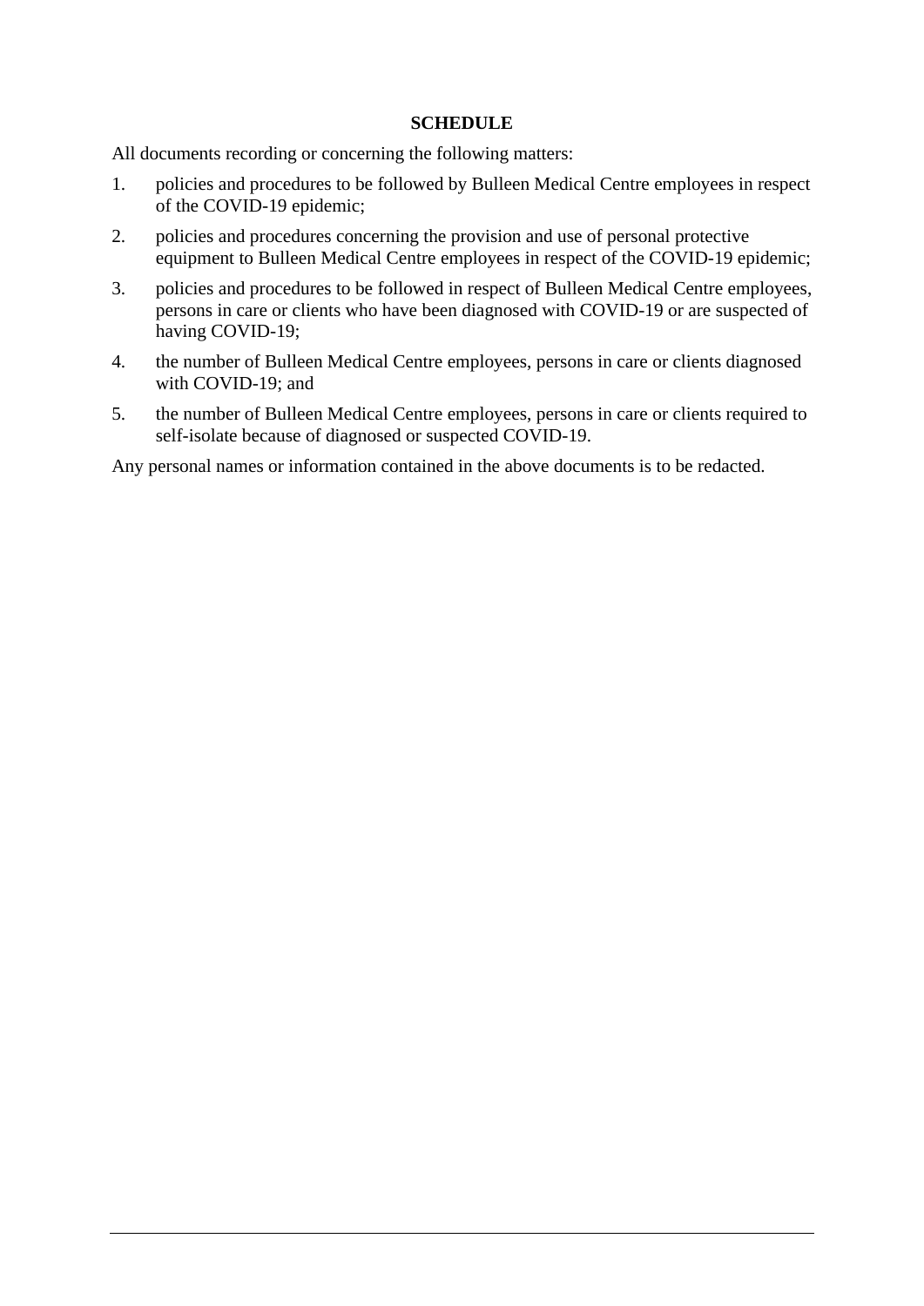**SCHEDULE**

All documents recording or concerning the following matters:

1. policies and procedures to be followed by Bulleen Medical Centre employees in respect of the COVID-19 epidemic;
2. policies and procedures concerning the provision and use of personal protective equipment to Bulleen Medical Centre employees in respect of the COVID-19 epidemic;
3. policies and procedures to be followed in respect of Bulleen Medical Centre employees, persons in care or clients who have been diagnosed with COVID-19 or are suspected of having COVID-19;
4. the number of Bulleen Medical Centre employees, persons in care or clients diagnosed with COVID-19; and
5. the number of Bulleen Medical Centre employees, persons in care or clients required to self-isolate because of diagnosed or suspected COVID-19.

Any personal names or information contained in the above documents is to be redacted.